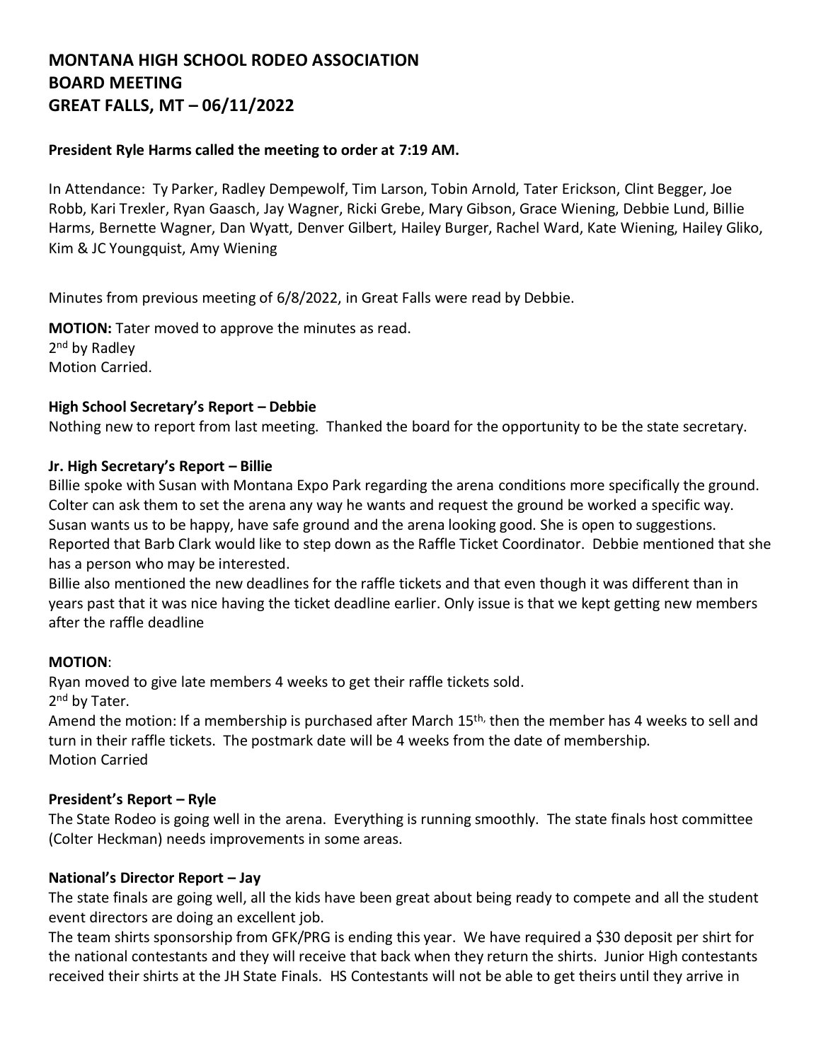# MONTANA HIGH SCHOOL RODEO ASSOCIATION
# BOARD MEETING
# GREAT FALLS, MT – 06/11/2022

**President Ryle Harms called the meeting to order at 7:19 AM.**

In Attendance: Ty Parker, Radley Dempewolf, Tim Larson, Tobin Arnold, Tater Erickson, Clint Begger, Joe Robb, Kari Trexler, Ryan Gaasch, Jay Wagner, Ricki Grebe, Mary Gibson, Grace Wiening, Debbie Lund, Billie Harms, Bernette Wagner, Dan Wyatt, Denver Gilbert, Hailey Burger, Rachel Ward, Kate Wiening, Hailey Gliko, Kim & JC Youngquist, Amy Wiening

Minutes from previous meeting of 6/8/2022, in Great Falls were read by Debbie.

**MOTION:** Tater moved to approve the minutes as read.
2nd by Radley
Motion Carried.

**High School Secretary's Report – Debbie**
Nothing new to report from last meeting. Thanked the board for the opportunity to be the state secretary.

**Jr. High Secretary's Report – Billie**
Billie spoke with Susan with Montana Expo Park regarding the arena conditions more specifically the ground. Colter can ask them to set the arena any way he wants and request the ground be worked a specific way. Susan wants us to be happy, have safe ground and the arena looking good. She is open to suggestions. Reported that Barb Clark would like to step down as the Raffle Ticket Coordinator. Debbie mentioned that she has a person who may be interested.
Billie also mentioned the new deadlines for the raffle tickets and that even though it was different than in years past that it was nice having the ticket deadline earlier. Only issue is that we kept getting new members after the raffle deadline

**MOTION**:
Ryan moved to give late members 4 weeks to get their raffle tickets sold.
2nd by Tater.
Amend the motion: If a membership is purchased after March 15th, then the member has 4 weeks to sell and turn in their raffle tickets. The postmark date will be 4 weeks from the date of membership.
Motion Carried

**President's Report – Ryle**
The State Rodeo is going well in the arena. Everything is running smoothly. The state finals host committee (Colter Heckman) needs improvements in some areas.

**National's Director Report – Jay**
The state finals are going well, all the kids have been great about being ready to compete and all the student event directors are doing an excellent job.
The team shirts sponsorship from GFK/PRG is ending this year. We have required a $30 deposit per shirt for the national contestants and they will receive that back when they return the shirts. Junior High contestants received their shirts at the JH State Finals. HS Contestants will not be able to get theirs until they arrive in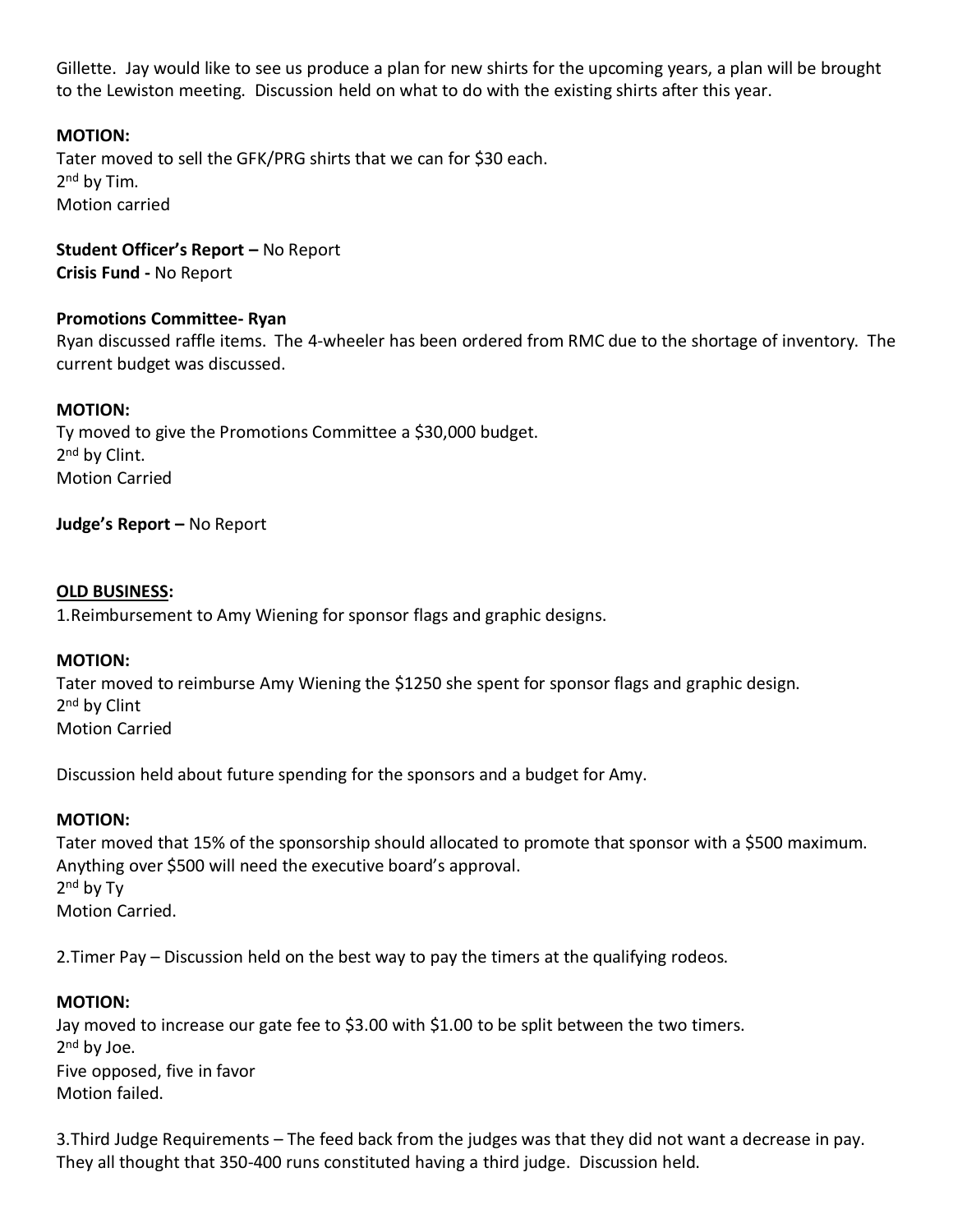Gillette. Jay would like to see us produce a plan for new shirts for the upcoming years, a plan will be brought to the Lewiston meeting. Discussion held on what to do with the existing shirts after this year.

**MOTION:**
Tater moved to sell the GFK/PRG shirts that we can for $30 each.
2nd by Tim.
Motion carried

**Student Officer's Report –** No Report
**Crisis Fund -** No Report

**Promotions Committee- Ryan**
Ryan discussed raffle items. The 4-wheeler has been ordered from RMC due to the shortage of inventory. The current budget was discussed.

**MOTION:**
Ty moved to give the Promotions Committee a $30,000 budget.
2nd by Clint.
Motion Carried

**Judge's Report –** No Report

**<u>OLD BUSINESS</u>:**
1.Reimbursement to Amy Wiening for sponsor flags and graphic designs.

**MOTION:**
Tater moved to reimburse Amy Wiening the $1250 she spent for sponsor flags and graphic design.
2nd by Clint
Motion Carried

Discussion held about future spending for the sponsors and a budget for Amy.

**MOTION:**
Tater moved that 15% of the sponsorship should allocated to promote that sponsor with a $500 maximum. Anything over $500 will need the executive board's approval.
2nd by Ty
Motion Carried.

2.Timer Pay – Discussion held on the best way to pay the timers at the qualifying rodeos.

**MOTION:**
Jay moved to increase our gate fee to $3.00 with $1.00 to be split between the two timers.
2nd by Joe.
Five opposed, five in favor
Motion failed.

3.Third Judge Requirements – The feed back from the judges was that they did not want a decrease in pay. They all thought that 350-400 runs constituted having a third judge. Discussion held.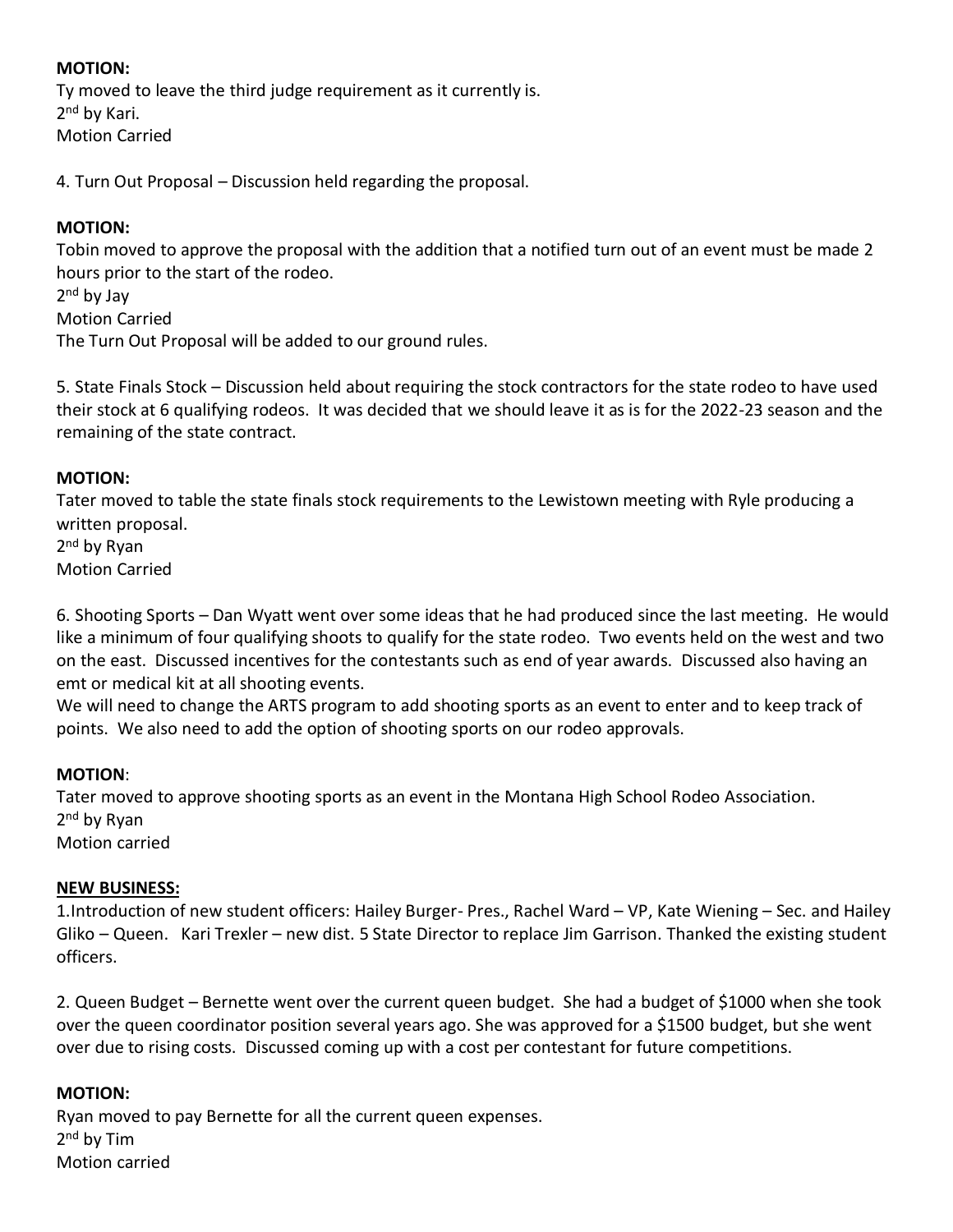**MOTION:**
Ty moved to leave the third judge requirement as it currently is.
2nd by Kari.
Motion Carried

4. Turn Out Proposal – Discussion held regarding the proposal.

**MOTION:**
Tobin moved to approve the proposal with the addition that a notified turn out of an event must be made 2 hours prior to the start of the rodeo.
2nd by Jay
Motion Carried
The Turn Out Proposal will be added to our ground rules.

5. State Finals Stock – Discussion held about requiring the stock contractors for the state rodeo to have used their stock at 6 qualifying rodeos. It was decided that we should leave it as is for the 2022-23 season and the remaining of the state contract.

**MOTION:**
Tater moved to table the state finals stock requirements to the Lewistown meeting with Ryle producing a written proposal.
2nd by Ryan
Motion Carried

6. Shooting Sports – Dan Wyatt went over some ideas that he had produced since the last meeting. He would like a minimum of four qualifying shoots to qualify for the state rodeo. Two events held on the west and two on the east. Discussed incentives for the contestants such as end of year awards. Discussed also having an emt or medical kit at all shooting events.
We will need to change the ARTS program to add shooting sports as an event to enter and to keep track of points. We also need to add the option of shooting sports on our rodeo approvals.

**MOTION**:
Tater moved to approve shooting sports as an event in the Montana High School Rodeo Association.
2nd by Ryan
Motion carried

**NEW BUSINESS:**

1.Introduction of new student officers: Hailey Burger- Pres., Rachel Ward – VP, Kate Wiening – Sec. and Hailey Gliko – Queen. Kari Trexler – new dist. 5 State Director to replace Jim Garrison. Thanked the existing student officers.

2. Queen Budget – Bernette went over the current queen budget. She had a budget of $1000 when she took over the queen coordinator position several years ago. She was approved for a $1500 budget, but she went over due to rising costs. Discussed coming up with a cost per contestant for future competitions.

**MOTION:**
Ryan moved to pay Bernette for all the current queen expenses.
2nd by Tim
Motion carried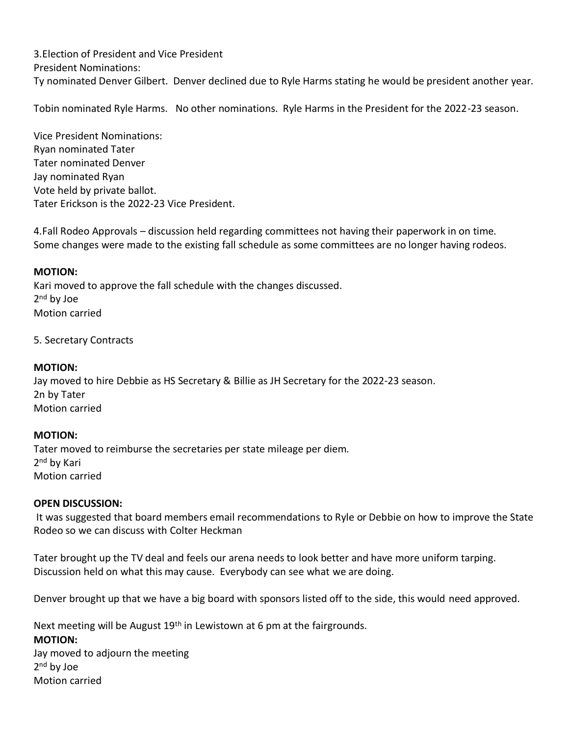3.Election of President and Vice President
President Nominations:
Ty nominated Denver Gilbert. Denver declined due to Ryle Harms stating he would be president another year.

Tobin nominated Ryle Harms. No other nominations. Ryle Harms in the President for the 2022-23 season.

Vice President Nominations:
Ryan nominated Tater
Tater nominated Denver
Jay nominated Ryan
Vote held by private ballot.
Tater Erickson is the 2022-23 Vice President.

4.Fall Rodeo Approvals – discussion held regarding committees not having their paperwork in on time. Some changes were made to the existing fall schedule as some committees are no longer having rodeos.

**MOTION:**
Kari moved to approve the fall schedule with the changes discussed.
2nd by Joe
Motion carried

5. Secretary Contracts

**MOTION:**
Jay moved to hire Debbie as HS Secretary & Billie as JH Secretary for the 2022-23 season.
2n by Tater
Motion carried

**MOTION:**
Tater moved to reimburse the secretaries per state mileage per diem.
2nd by Kari
Motion carried

**OPEN DISCUSSION:**
It was suggested that board members email recommendations to Ryle or Debbie on how to improve the State Rodeo so we can discuss with Colter Heckman

Tater brought up the TV deal and feels our arena needs to look better and have more uniform tarping. Discussion held on what this may cause. Everybody can see what we are doing.

Denver brought up that we have a big board with sponsors listed off to the side, this would need approved.

Next meeting will be August 19th in Lewistown at 6 pm at the fairgrounds.

**MOTION:**
Jay moved to adjourn the meeting
2nd by Joe
Motion carried